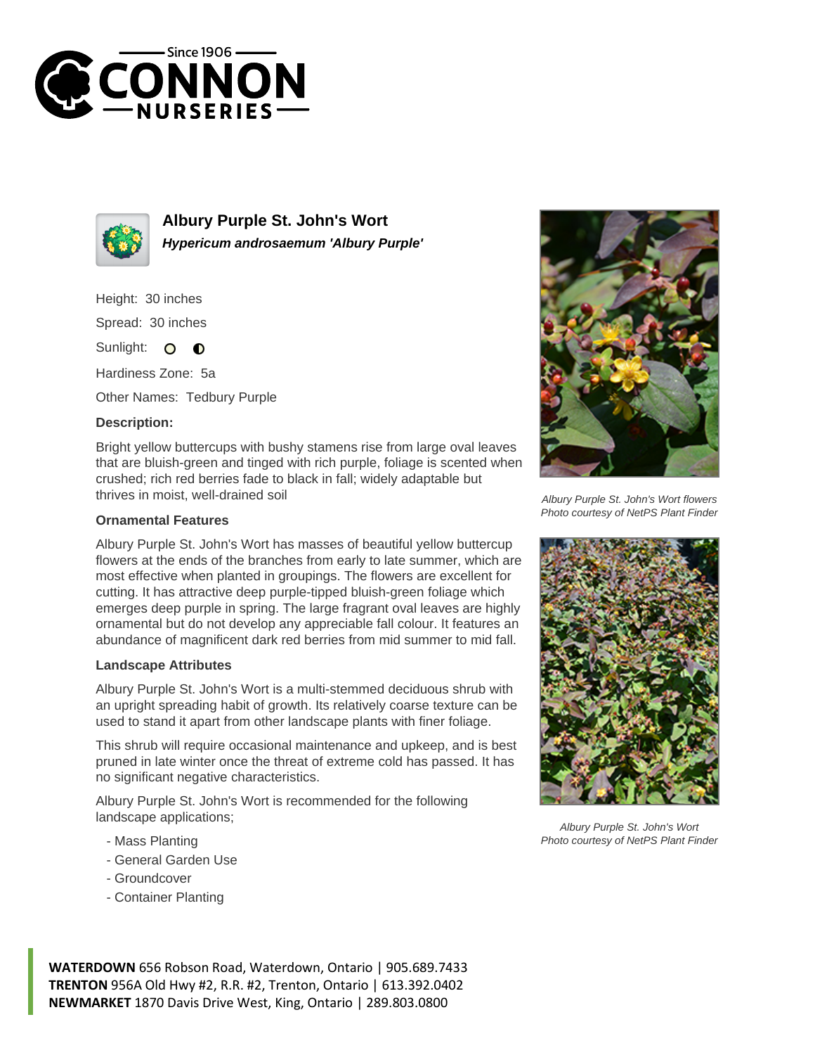Since 1906

CONNON NURSERIES

# Albury Purple St. John's Wort

***Hypericum androsaemum 'Albury Purple'***

Height: 30 inches

Spread: 30 inches

Sunlight:

Hardiness Zone: 5a

Other Names: Tedbury Purple

**Description:**

Bright yellow buttercups with bushy stamens rise from large oval leaves that are bluish-green and tinged with rich purple, foliage is scented when crushed; rich red berries fade to black in fall; widely adaptable but thrives in moist, well-drained soil

**Ornamental Features**

Albury Purple St. John's Wort has masses of beautiful yellow buttercup flowers at the ends of the branches from early to late summer, which are most effective when planted in groupings. The flowers are excellent for cutting. It has attractive deep purple-tipped bluish-green foliage which emerges deep purple in spring. The large fragrant oval leaves are highly ornamental but do not develop any appreciable fall colour. It features an abundance of magnificent dark red berries from mid summer to mid fall.

**Landscape Attributes**

Albury Purple St. John's Wort is a multi-stemmed deciduous shrub with an upright spreading habit of growth. Its relatively coarse texture can be used to stand it apart from other landscape plants with finer foliage.

This shrub will require occasional maintenance and upkeep, and is best pruned in late winter once the threat of extreme cold has passed. It has no significant negative characteristics.

Albury Purple St. John's Wort is recommended for the following landscape applications;

- Mass Planting
- General Garden Use
- Groundcover
- Container Planting

*Albury Purple St. John's Wort flowers*
*Photo courtesy of NetPS Plant Finder*

*Albury Purple St. John's Wort*
*Photo courtesy of NetPS Plant Finder*

**WATERDOWN** 656 Robson Road, Waterdown, Ontario | 905.689.7433
**TRENTON** 956A Old Hwy #2, R.R. #2, Trenton, Ontario | 613.392.0402
**NEWMARKET** 1870 Davis Drive West, King, Ontario | 289.803.0800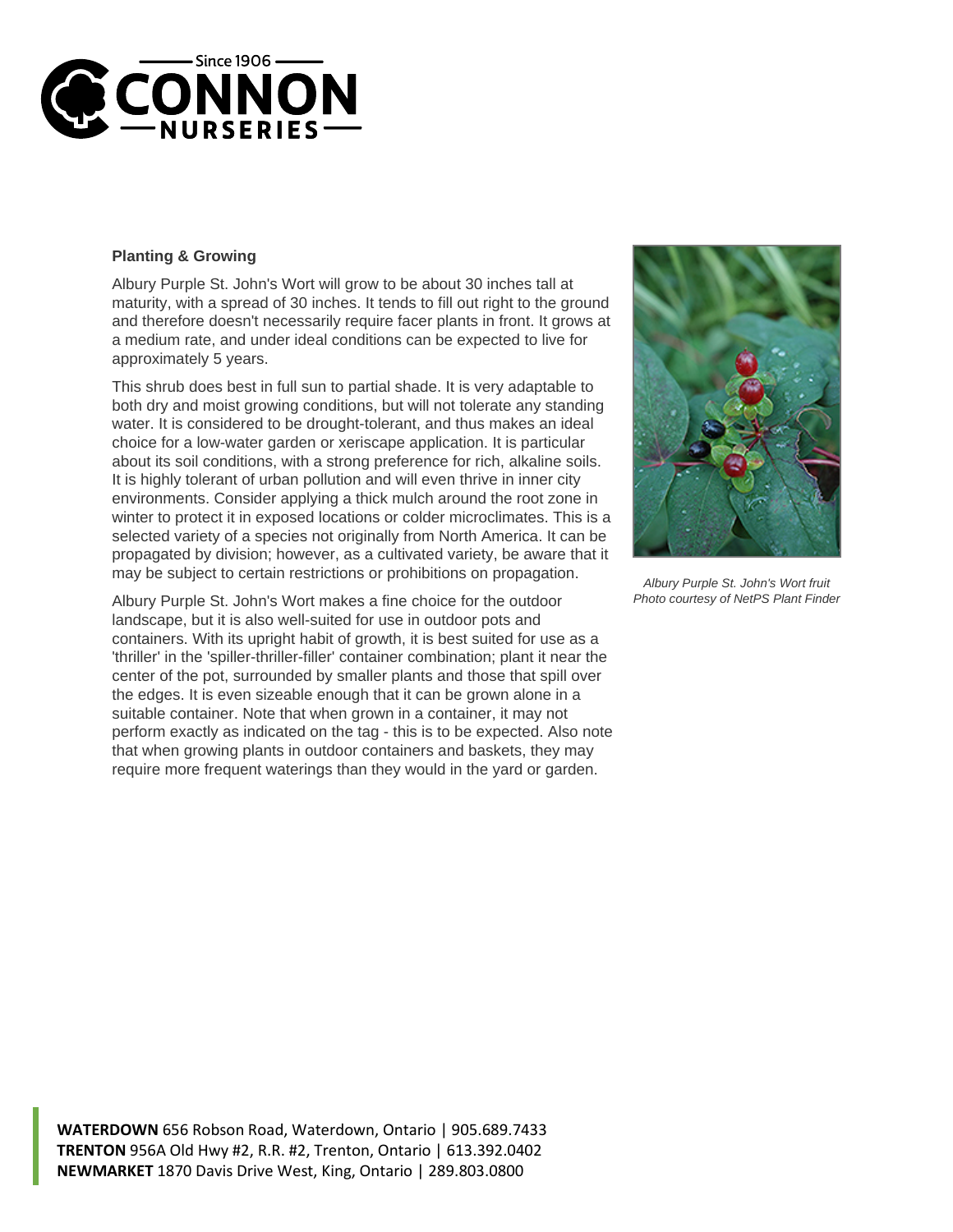### Planting & Growing

Albury Purple St. John's Wort will grow to be about 30 inches tall at maturity, with a spread of 30 inches. It tends to fill out right to the ground and therefore doesn't necessarily require facer plants in front. It grows at a medium rate, and under ideal conditions can be expected to live for approximately 5 years.

This shrub does best in full sun to partial shade. It is very adaptable to both dry and moist growing conditions, but will not tolerate any standing water. It is considered to be drought-tolerant, and thus makes an ideal choice for a low-water garden or xeriscape application. It is particular about its soil conditions, with a strong preference for rich, alkaline soils. It is highly tolerant of urban pollution and will even thrive in inner city environments. Consider applying a thick mulch around the root zone in winter to protect it in exposed locations or colder microclimates. This is a selected variety of a species not originally from North America. It can be propagated by division; however, as a cultivated variety, be aware that it may be subject to certain restrictions or prohibitions on propagation.

Albury Purple St. John's Wort makes a fine choice for the outdoor landscape, but it is also well-suited for use in outdoor pots and containers. With its upright habit of growth, it is best suited for use as a 'thriller' in the 'spiller-thriller-filler' container combination; plant it near the center of the pot, surrounded by smaller plants and those that spill over the edges. It is even sizeable enough that it can be grown alone in a suitable container. Note that when grown in a container, it may not perform exactly as indicated on the tag - this is to be expected. Also note that when growing plants in outdoor containers and baskets, they may require more frequent waterings than they would in the yard or garden.

*Albury Purple St. John's Wort fruit*
*Photo courtesy of NetPS Plant Finder*

**WATERDOWN** 656 Robson Road, Waterdown, Ontario | 905.689.7433
**TRENTON** 956A Old Hwy #2, R.R. #2, Trenton, Ontario | 613.392.0402
**NEWMARKET** 1870 Davis Drive West, King, Ontario | 289.803.0800